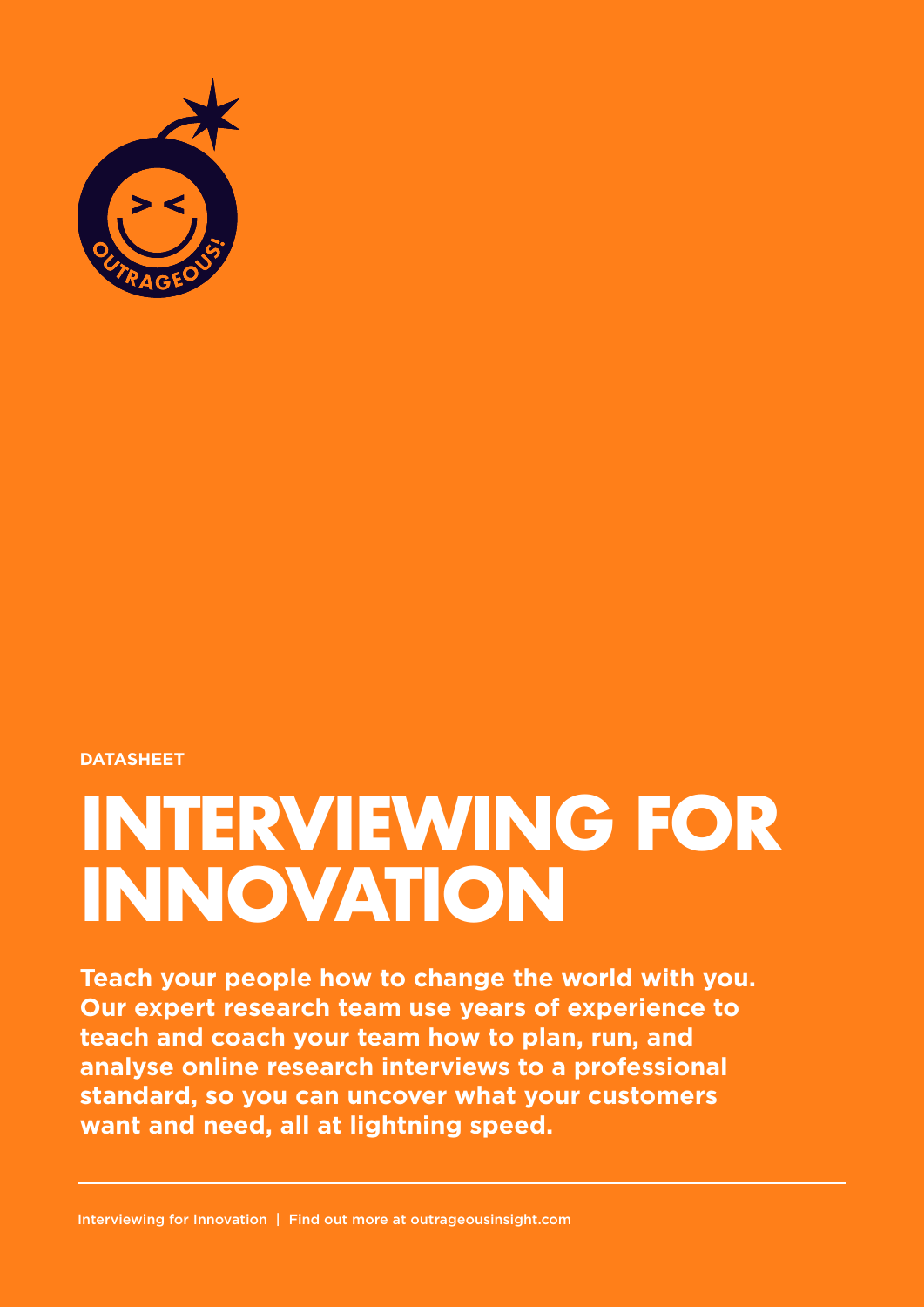DATASHEET

# INTERVIEWING FOR INNOVATION

**Teach your people how to change the world with you. Our expert research team use years of experience to teach and coach your team how to plan, run, and analyse online research interviews to a professional standard, so you can uncover what your customers want and need, all at lightning speed.**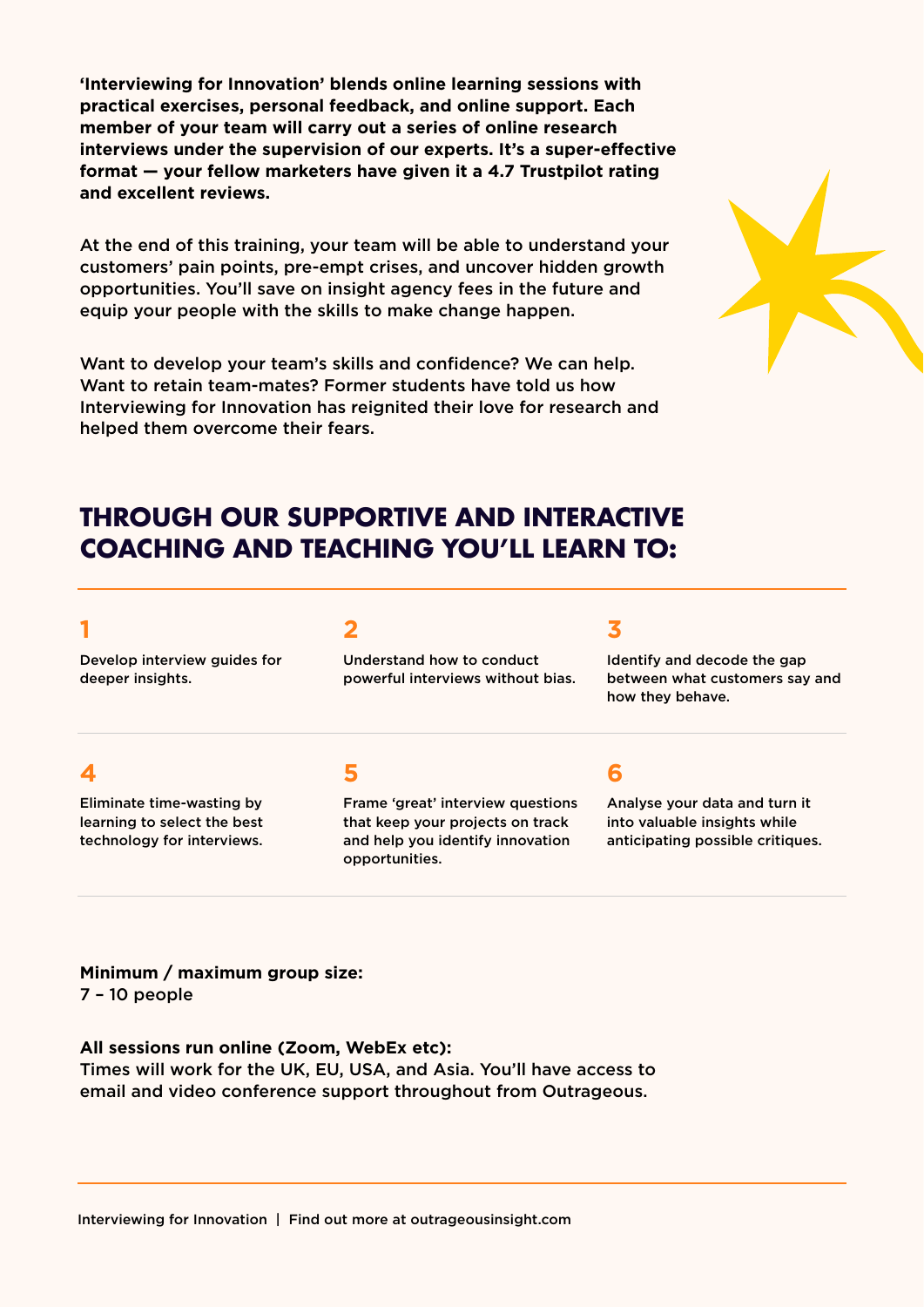**'Interviewing for Innovation' blends online learning sessions with practical exercises, personal feedback, and online support. Each member of your team will carry out a series of online research interviews under the supervision of our experts. It's a super-effective format — your fellow marketers have given it a 4.7 Trustpilot rating and excellent reviews.**

At the end of this training, your team will be able to understand your customers' pain points, pre-empt crises, and uncover hidden growth opportunities. You'll save on insight agency fees in the future and equip your people with the skills to make change happen.

Want to develop your team's skills and confidence? We can help. Want to retain team-mates? Former students have told us how Interviewing for Innovation has reignited their love for research and helped them overcome their fears.

## THROUGH OUR SUPPORTIVE AND INTERACTIVE COACHING AND TEACHING YOU'LL LEARN TO:

**1**

Develop interview guides for deeper insights.

**2**

Understand how to conduct powerful interviews without bias.

**3**

Identify and decode the gap between what customers say and how they behave.

**4**

Eliminate time-wasting by learning to select the best technology for interviews.

**5**

Frame 'great' interview questions that keep your projects on track and help you identify innovation opportunities.

**6**

Analyse your data and turn it into valuable insights while anticipating possible critiques.

**Minimum / maximum group size:**
7 – 10 people

**All sessions run online (Zoom, WebEx etc):**
Times will work for the UK, EU, USA, and Asia. You'll have access to email and video conference support throughout from Outrageous.

Interviewing for Innovation | Find out more at outrageousinsight.com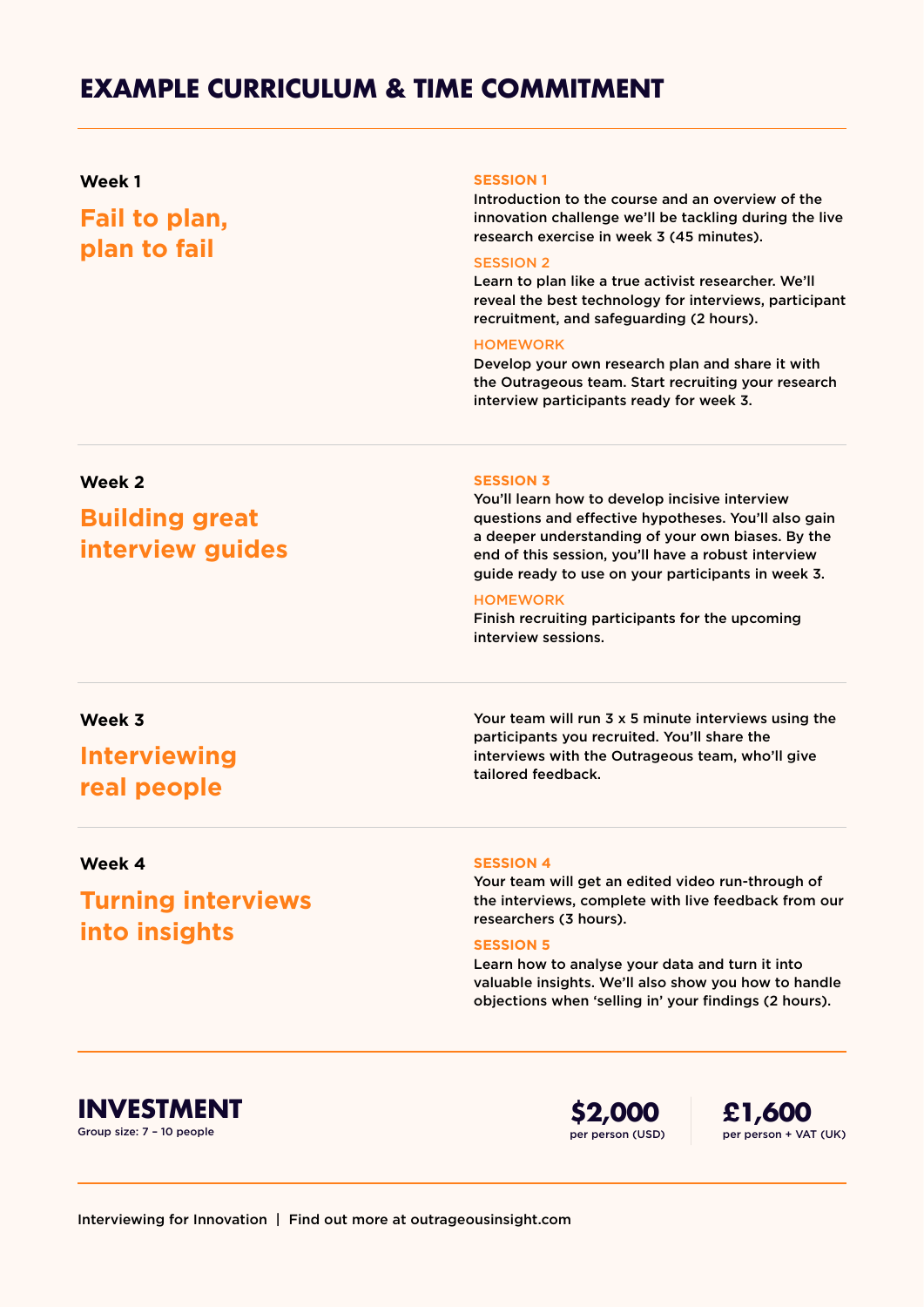# EXAMPLE CURRICULUM & TIME COMMITMENT

**Week 1**

## Fail to plan, plan to fail

**SESSION 1**

Introduction to the course and an overview of the innovation challenge we'll be tackling during the live research exercise in week 3 (45 minutes).

**SESSION 2**

Learn to plan like a true activist researcher. We'll reveal the best technology for interviews, participant recruitment, and safeguarding (2 hours).

**HOMEWORK**

Develop your own research plan and share it with the Outrageous team. Start recruiting your research interview participants ready for week 3.

---

**Week 2**

## Building great interview guides

**SESSION 3**

You'll learn how to develop incisive interview questions and effective hypotheses. You'll also gain a deeper understanding of your own biases. By the end of this session, you'll have a robust interview guide ready to use on your participants in week 3.

**HOMEWORK**

Finish recruiting participants for the upcoming interview sessions.

---

**Week 3**

## Interviewing real people

Your team will run 3 x 5 minute interviews using the participants you recruited. You'll share the interviews with the Outrageous team, who'll give tailored feedback.

---

**Week 4**

## Turning interviews into insights

**SESSION 4**

Your team will get an edited video run-through of the interviews, complete with live feedback from our researchers (3 hours).

**SESSION 5**

Learn how to analyse your data and turn it into valuable insights. We'll also show you how to handle objections when 'selling in' your findings (2 hours).

---

## INVESTMENT

Group size: 7 – 10 people

**$2,000**
per person (USD)

**£1,600**
per person + VAT (UK)

---

Interviewing for Innovation | Find out more at outrageousinsight.com